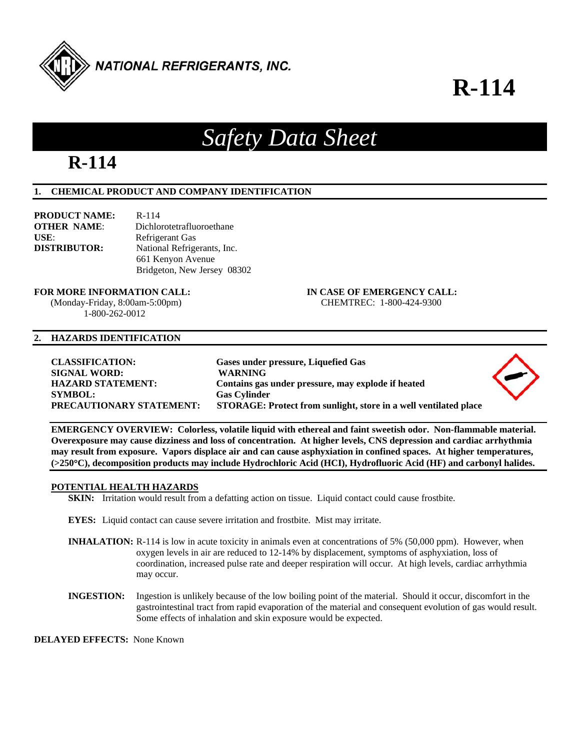NATIONAL REFRIGERANTS, INC.

# R-114

## Safety Data Sheet

# R-114

## 1. CHEMICAL PRODUCT AND COMPANY IDENTIFICATION

**PRODUCT NAME:** R-114
**OTHER NAME**: Dichlorotetrafluoroethane
**USE**: Refrigerant Gas
**DISTRIBUTOR:** National Refrigerants, Inc.
661 Kenyon Avenue
Bridgeton, New Jersey 08302

**FOR MORE INFORMATION CALL:**
(Monday-Friday, 8:00am-5:00pm)
1-800-262-0012

**IN CASE OF EMERGENCY CALL:**
CHEMTREC: 1-800-424-9300

## 2. HAZARDS IDENTIFICATION

**CLASSIFICATION:** **Gases under pressure, Liquefied Gas**
**SIGNAL WORD:** **WARNING**
**HAZARD STATEMENT:** **Contains gas under pressure, may explode if heated**
**SYMBOL:** **Gas Cylinder**
**PRECAUTIONARY STATEMENT:** **STORAGE: Protect from sunlight, store in a well ventilated place**

**EMERGENCY OVERVIEW: Colorless, volatile liquid with ethereal and faint sweetish odor. Non-flammable material. Overexposure may cause dizziness and loss of concentration. At higher levels, CNS depression and cardiac arrhythmia may result from exposure. Vapors displace air and can cause asphyxiation in confined spaces. At higher temperatures, (>250°C), decomposition products may include Hydrochloric Acid (HCI), Hydrofluoric Acid (HF) and carbonyl halides.**

**POTENTIAL HEALTH HAZARDS**

**SKIN:** Irritation would result from a defatting action on tissue. Liquid contact could cause frostbite.

**EYES:** Liquid contact can cause severe irritation and frostbite. Mist may irritate.

**INHALATION:** R-114 is low in acute toxicity in animals even at concentrations of 5% (50,000 ppm). However, when oxygen levels in air are reduced to 12-14% by displacement, symptoms of asphyxiation, loss of coordination, increased pulse rate and deeper respiration will occur. At high levels, cardiac arrhythmia may occur.

**INGESTION:** Ingestion is unlikely because of the low boiling point of the material. Should it occur, discomfort in the gastrointestinal tract from rapid evaporation of the material and consequent evolution of gas would result. Some effects of inhalation and skin exposure would be expected.

**DELAYED EFFECTS:** None Known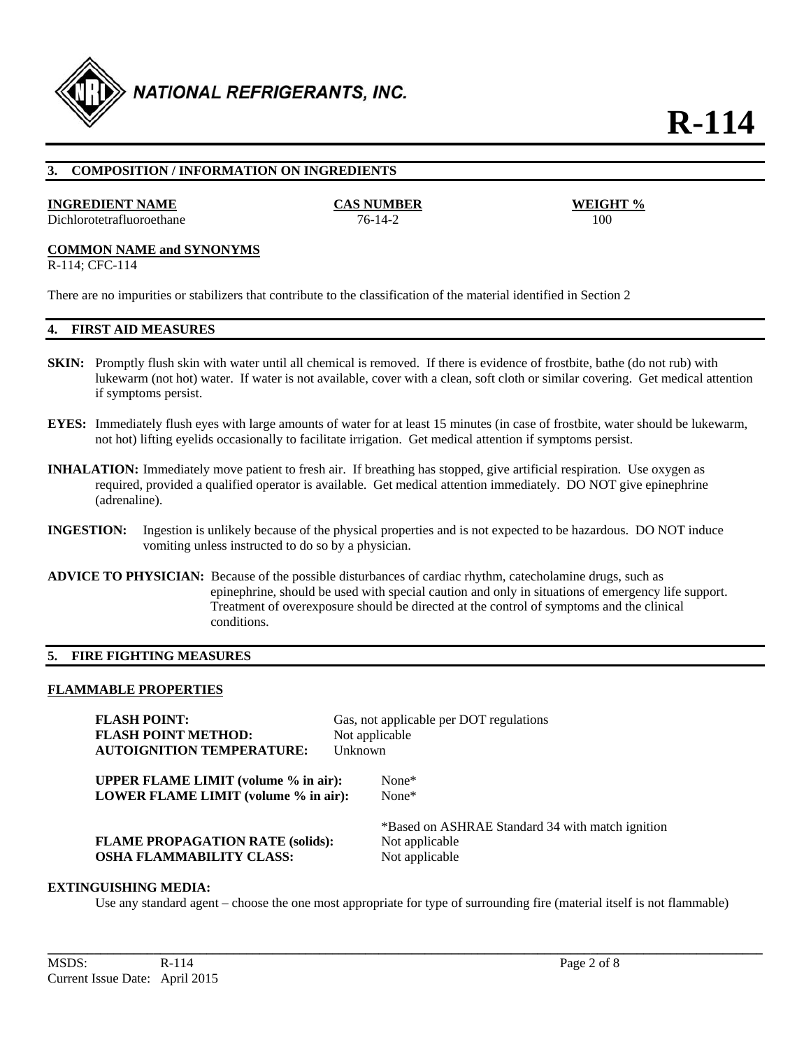## 3. COMPOSITION / INFORMATION ON INGREDIENTS

| INGREDIENT NAME | CAS NUMBER | WEIGHT % |
|---|---|---|
| Dichlorotetrafluoroethane | 76-14-2 | 100 |

**COMMON NAME and SYNONYMS**

R-114; CFC-114

There are no impurities or stabilizers that contribute to the classification of the material identified in Section 2

## 4. FIRST AID MEASURES

**SKIN:** Promptly flush skin with water until all chemical is removed. If there is evidence of frostbite, bathe (do not rub) with lukewarm (not hot) water. If water is not available, cover with a clean, soft cloth or similar covering. Get medical attention if symptoms persist.

**EYES:** Immediately flush eyes with large amounts of water for at least 15 minutes (in case of frostbite, water should be lukewarm, not hot) lifting eyelids occasionally to facilitate irrigation. Get medical attention if symptoms persist.

**INHALATION:** Immediately move patient to fresh air. If breathing has stopped, give artificial respiration. Use oxygen as required, provided a qualified operator is available. Get medical attention immediately. DO NOT give epinephrine (adrenaline).

**INGESTION:** Ingestion is unlikely because of the physical properties and is not expected to be hazardous. DO NOT induce vomiting unless instructed to do so by a physician.

**ADVICE TO PHYSICIAN:** Because of the possible disturbances of cardiac rhythm, catecholamine drugs, such as epinephrine, should be used with special caution and only in situations of emergency life support. Treatment of overexposure should be directed at the control of symptoms and the clinical conditions.

## 5. FIRE FIGHTING MEASURES

**FLAMMABLE PROPERTIES**

**FLASH POINT:** Gas, not applicable per DOT regulations
**FLASH POINT METHOD:** Not applicable
**AUTOIGNITION TEMPERATURE:** Unknown

**UPPER FLAME LIMIT (volume % in air):** None*
**LOWER FLAME LIMIT (volume % in air):** None*

*Based on ASHRAE Standard 34 with match ignition

**FLAME PROPAGATION RATE (solids):** Not applicable
**OSHA FLAMMABILITY CLASS:** Not applicable

**EXTINGUISHING MEDIA:**

Use any standard agent – choose the one most appropriate for type of surrounding fire (material itself is not flammable)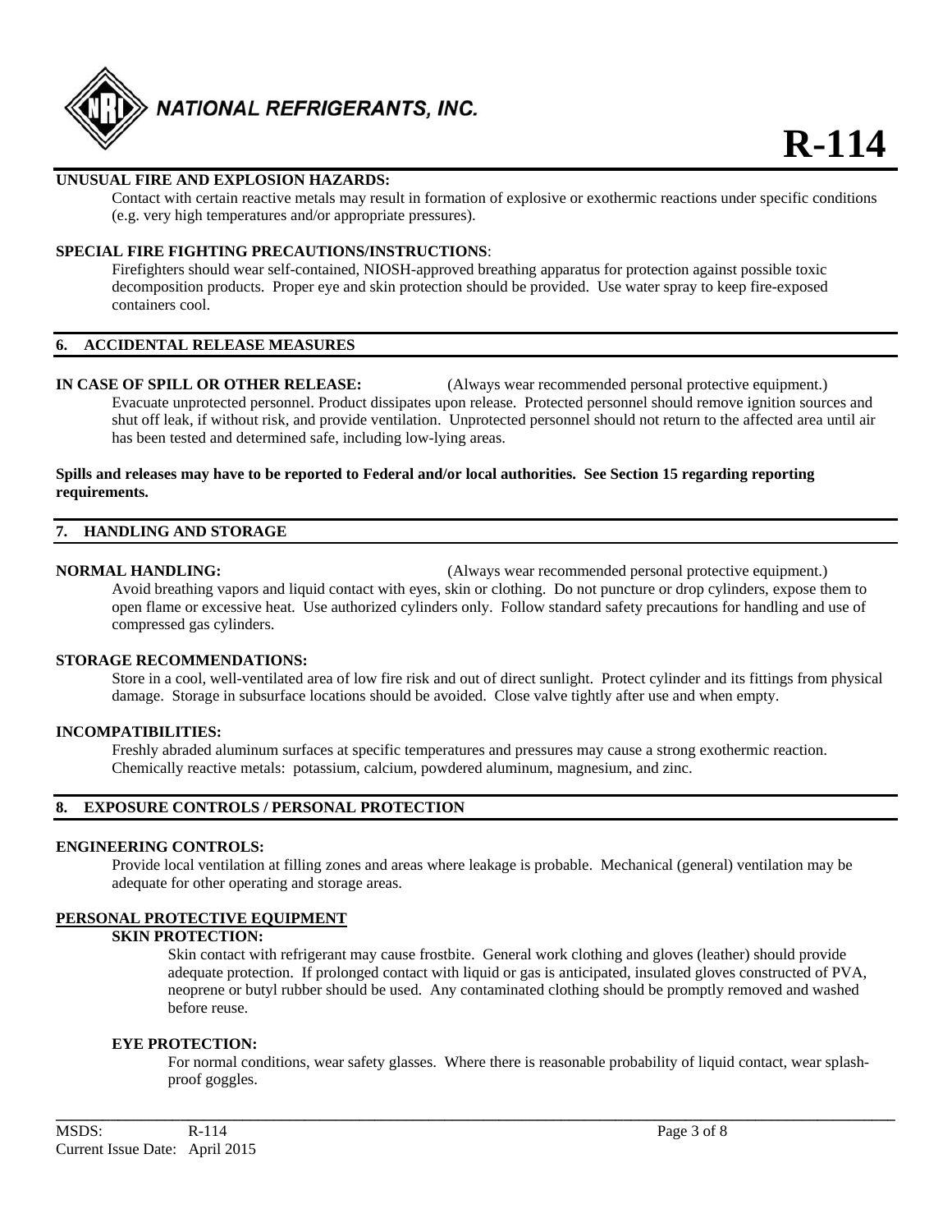**UNUSUAL FIRE AND EXPLOSION HAZARDS:**

Contact with certain reactive metals may result in formation of explosive or exothermic reactions under specific conditions (e.g. very high temperatures and/or appropriate pressures).

**SPECIAL FIRE FIGHTING PRECAUTIONS/INSTRUCTIONS**:

Firefighters should wear self-contained, NIOSH-approved breathing apparatus for protection against possible toxic decomposition products. Proper eye and skin protection should be provided. Use water spray to keep fire-exposed containers cool.

## 6. ACCIDENTAL RELEASE MEASURES

**IN CASE OF SPILL OR OTHER RELEASE:** (Always wear recommended personal protective equipment.)

Evacuate unprotected personnel. Product dissipates upon release. Protected personnel should remove ignition sources and shut off leak, if without risk, and provide ventilation. Unprotected personnel should not return to the affected area until air has been tested and determined safe, including low-lying areas.

**Spills and releases may have to be reported to Federal and/or local authorities. See Section 15 regarding reporting requirements.**

## 7. HANDLING AND STORAGE

**NORMAL HANDLING:** (Always wear recommended personal protective equipment.)

Avoid breathing vapors and liquid contact with eyes, skin or clothing. Do not puncture or drop cylinders, expose them to open flame or excessive heat. Use authorized cylinders only. Follow standard safety precautions for handling and use of compressed gas cylinders.

**STORAGE RECOMMENDATIONS:**

Store in a cool, well-ventilated area of low fire risk and out of direct sunlight. Protect cylinder and its fittings from physical damage. Storage in subsurface locations should be avoided. Close valve tightly after use and when empty.

**INCOMPATIBILITIES:**

Freshly abraded aluminum surfaces at specific temperatures and pressures may cause a strong exothermic reaction. Chemically reactive metals: potassium, calcium, powdered aluminum, magnesium, and zinc.

## 8. EXPOSURE CONTROLS / PERSONAL PROTECTION

**ENGINEERING CONTROLS:**

Provide local ventilation at filling zones and areas where leakage is probable. Mechanical (general) ventilation may be adequate for other operating and storage areas.

**PERSONAL PROTECTIVE EQUIPMENT**

**SKIN PROTECTION:**

Skin contact with refrigerant may cause frostbite. General work clothing and gloves (leather) should provide adequate protection. If prolonged contact with liquid or gas is anticipated, insulated gloves constructed of PVA, neoprene or butyl rubber should be used. Any contaminated clothing should be promptly removed and washed before reuse.

**EYE PROTECTION:**

For normal conditions, wear safety glasses. Where there is reasonable probability of liquid contact, wear splash-proof goggles.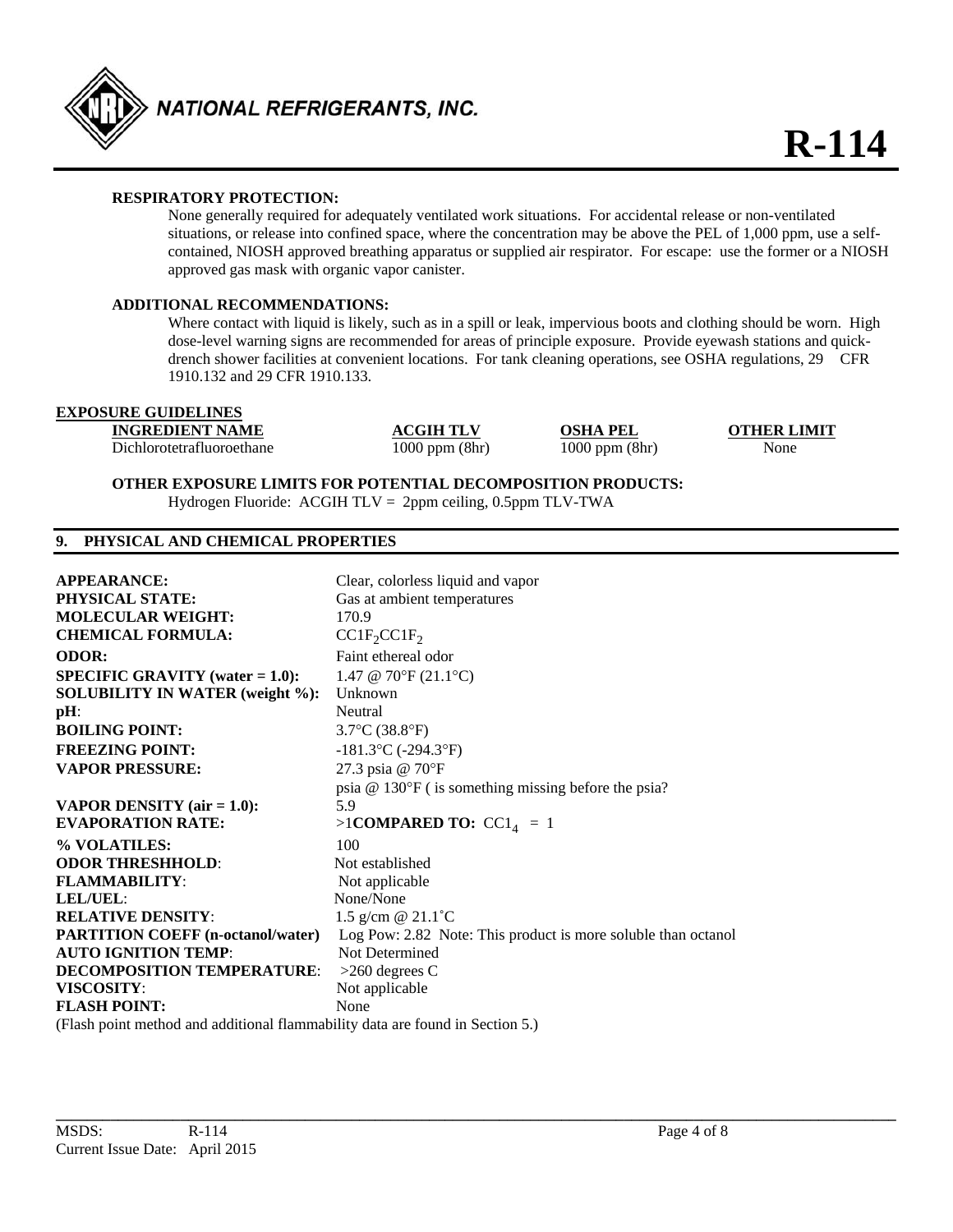**RESPIRATORY PROTECTION:**

None generally required for adequately ventilated work situations. For accidental release or non-ventilated situations, or release into confined space, where the concentration may be above the PEL of 1,000 ppm, use a self-contained, NIOSH approved breathing apparatus or supplied air respirator. For escape: use the former or a NIOSH approved gas mask with organic vapor canister.

**ADDITIONAL RECOMMENDATIONS:**

Where contact with liquid is likely, such as in a spill or leak, impervious boots and clothing should be worn. High dose-level warning signs are recommended for areas of principle exposure. Provide eyewash stations and quick-drench shower facilities at convenient locations. For tank cleaning operations, see OSHA regulations, 29 CFR 1910.132 and 29 CFR 1910.133.

**EXPOSURE GUIDELINES**

| INGREDIENT NAME | ACGIH TLV | OSHA PEL | OTHER LIMIT |
|---|---|---|---|
| Dichlorotetrafluoroethane | 1000 ppm (8hr) | 1000 ppm (8hr) | None |

**OTHER EXPOSURE LIMITS FOR POTENTIAL DECOMPOSITION PRODUCTS:**

Hydrogen Fluoride: ACGIH TLV = 2ppm ceiling, 0.5ppm TLV-TWA

## 9. PHYSICAL AND CHEMICAL PROPERTIES

| | |
|---|---|
| **APPEARANCE:** | Clear, colorless liquid and vapor |
| **PHYSICAL STATE:** | Gas at ambient temperatures |
| **MOLECULAR WEIGHT:** | 170.9 |
| **CHEMICAL FORMULA:** | $CC1F_2CC1F_2$ |
| **ODOR:** | Faint ethereal odor |
| **SPECIFIC GRAVITY (water = 1.0):** | 1.47 @ 70°F (21.1°C) |
| **SOLUBILITY IN WATER (weight %):** | Unknown |
| **pH**: | Neutral |
| **BOILING POINT:** | 3.7°C (38.8°F) |
| **FREEZING POINT:** | -181.3°C (-294.3°F) |
| **VAPOR PRESSURE:** | 27.3 psia @ 70°F<br>psia @ 130°F ( is something missing before the psia? |
| **VAPOR DENSITY (air = 1.0):** | 5.9 |
| **EVAPORATION RATE:** | >1**COMPARED TO:** $CC1_4$ = 1 |
| **% VOLATILES:** | 100 |
| **ODOR THRESHHOLD**: | Not established |
| **FLAMMABILITY**: | Not applicable |
| **LEL/UEL**: | None/None |
| **RELATIVE DENSITY**: | 1.5 g/cm @ 21.1˚C |
| **PARTITION COEFF (n-octanol/water)** | Log Pow: 2.82 Note: This product is more soluble than octanol |
| **AUTO IGNITION TEMP**: | Not Determined |
| **DECOMPOSITION TEMPERATURE**: | >260 degrees C |
| **VISCOSITY**: | Not applicable |
| **FLASH POINT:** | None |

(Flash point method and additional flammability data are found in Section 5.)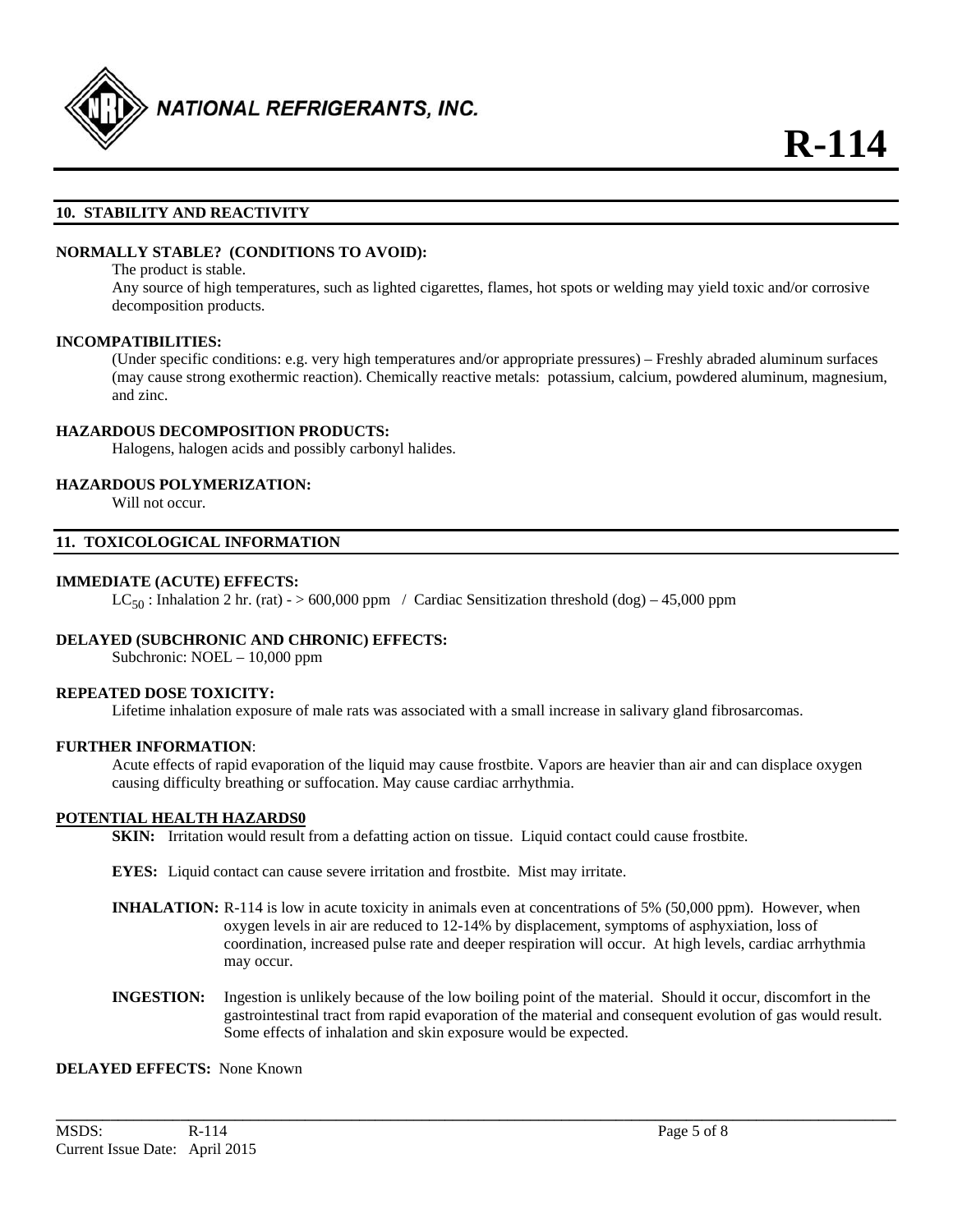## 10. STABILITY AND REACTIVITY

**NORMALLY STABLE? (CONDITIONS TO AVOID):**

The product is stable.

Any source of high temperatures, such as lighted cigarettes, flames, hot spots or welding may yield toxic and/or corrosive decomposition products.

**INCOMPATIBILITIES:**

(Under specific conditions: e.g. very high temperatures and/or appropriate pressures) – Freshly abraded aluminum surfaces (may cause strong exothermic reaction). Chemically reactive metals: potassium, calcium, powdered aluminum, magnesium, and zinc.

**HAZARDOUS DECOMPOSITION PRODUCTS:**

Halogens, halogen acids and possibly carbonyl halides.

**HAZARDOUS POLYMERIZATION:**

Will not occur.

## 11. TOXICOLOGICAL INFORMATION

**IMMEDIATE (ACUTE) EFFECTS:**

$LC_{50}$ : Inhalation 2 hr. (rat) - > 600,000 ppm / Cardiac Sensitization threshold (dog) – 45,000 ppm

**DELAYED (SUBCHRONIC AND CHRONIC) EFFECTS:**

Subchronic: NOEL – 10,000 ppm

**REPEATED DOSE TOXICITY:**

Lifetime inhalation exposure of male rats was associated with a small increase in salivary gland fibrosarcomas.

**FURTHER INFORMATION**:

Acute effects of rapid evaporation of the liquid may cause frostbite. Vapors are heavier than air and can displace oxygen causing difficulty breathing or suffocation. May cause cardiac arrhythmia.

**POTENTIAL HEALTH HAZARDS0**

**SKIN:** Irritation would result from a defatting action on tissue. Liquid contact could cause frostbite.

**EYES:** Liquid contact can cause severe irritation and frostbite. Mist may irritate.

**INHALATION:** R-114 is low in acute toxicity in animals even at concentrations of 5% (50,000 ppm). However, when oxygen levels in air are reduced to 12-14% by displacement, symptoms of asphyxiation, loss of coordination, increased pulse rate and deeper respiration will occur. At high levels, cardiac arrhythmia may occur.

**INGESTION:** Ingestion is unlikely because of the low boiling point of the material. Should it occur, discomfort in the gastrointestinal tract from rapid evaporation of the material and consequent evolution of gas would result. Some effects of inhalation and skin exposure would be expected.

**DELAYED EFFECTS:** None Known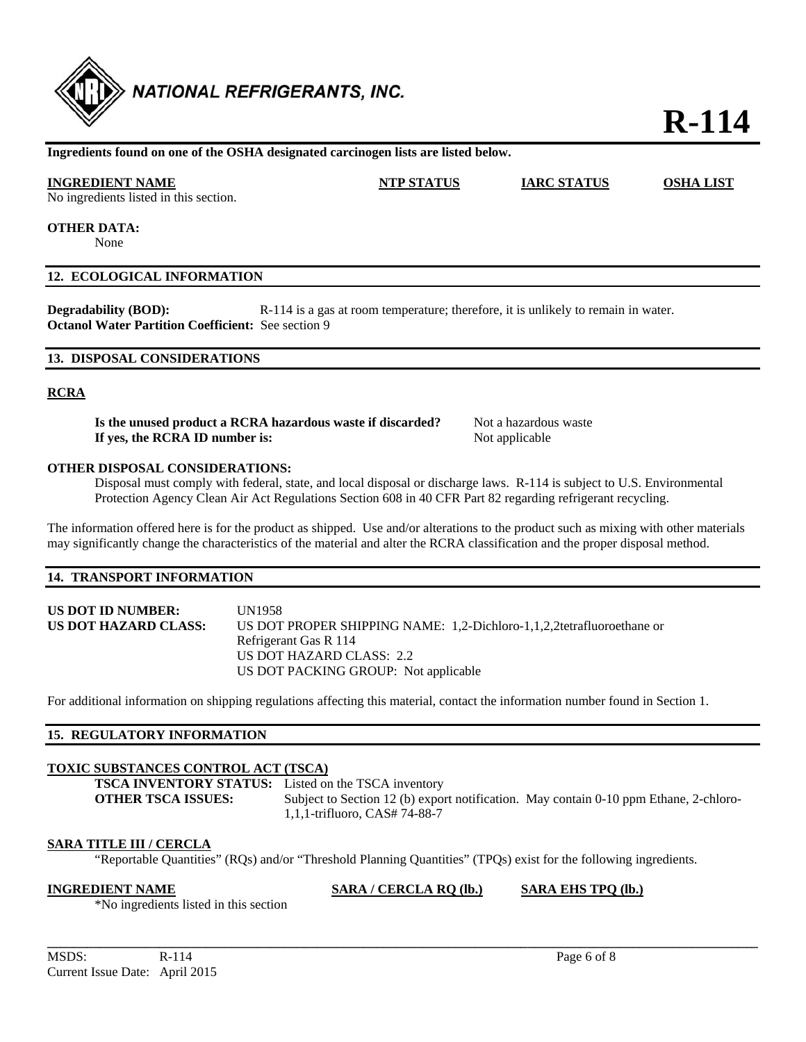**Ingredients found on one of the OSHA designated carcinogen lists are listed below.**

| INGREDIENT NAME | NTP STATUS | IARC STATUS | OSHA LIST |
|---|---|---|---|
| No ingredients listed in this section. | | | |

**OTHER DATA:**
None

## 12. ECOLOGICAL INFORMATION

**Degradability (BOD):** R-114 is a gas at room temperature; therefore, it is unlikely to remain in water.
**Octanol Water Partition Coefficient:** See section 9

## 13. DISPOSAL CONSIDERATIONS

### RCRA

**Is the unused product a RCRA hazardous waste if discarded?** Not a hazardous waste
**If yes, the RCRA ID number is:** Not applicable

**OTHER DISPOSAL CONSIDERATIONS:**
Disposal must comply with federal, state, and local disposal or discharge laws. R-114 is subject to U.S. Environmental Protection Agency Clean Air Act Regulations Section 608 in 40 CFR Part 82 regarding refrigerant recycling.

The information offered here is for the product as shipped. Use and/or alterations to the product such as mixing with other materials may significantly change the characteristics of the material and alter the RCRA classification and the proper disposal method.

## 14. TRANSPORT INFORMATION

**US DOT ID NUMBER:** UN1958
**US DOT HAZARD CLASS:** US DOT PROPER SHIPPING NAME: 1,2-Dichloro-1,1,2,2tetrafluoroethane or Refrigerant Gas R 114
US DOT HAZARD CLASS: 2.2
US DOT PACKING GROUP: Not applicable

For additional information on shipping regulations affecting this material, contact the information number found in Section 1.

## 15. REGULATORY INFORMATION

### TOXIC SUBSTANCES CONTROL ACT (TSCA)

**TSCA INVENTORY STATUS:** Listed on the TSCA inventory
**OTHER TSCA ISSUES:** Subject to Section 12 (b) export notification. May contain 0-10 ppm Ethane, 2-chloro-1,1,1-trifluoro, CAS# 74-88-7

### SARA TITLE III / CERCLA

"Reportable Quantities" (RQs) and/or "Threshold Planning Quantities" (TPQs) exist for the following ingredients.

| INGREDIENT NAME | SARA / CERCLA RQ (lb.) | SARA EHS TPQ (lb.) |
|---|---|---|
| *No ingredients listed in this section | | |

MSDS: R-114
Current Issue Date: April 2015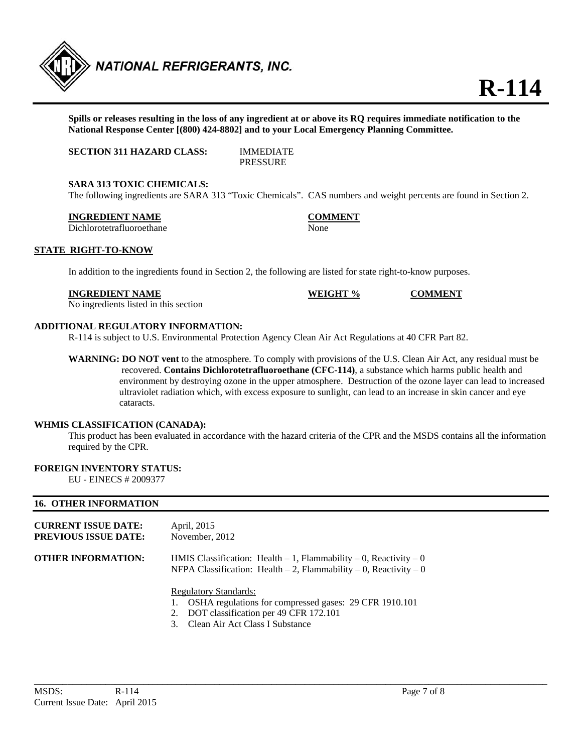**Spills or releases resulting in the loss of any ingredient at or above its RQ requires immediate notification to the National Response Center [(800) 424-8802] and to your Local Emergency Planning Committee.**

**SECTION 311 HAZARD CLASS:** IMMEDIATE
PRESSURE

**SARA 313 TOXIC CHEMICALS:**
The following ingredients are SARA 313 "Toxic Chemicals". CAS numbers and weight percents are found in Section 2.

| INGREDIENT NAME | COMMENT |
|---|---|
| Dichlorotetrafluoroethane | None |

**STATE RIGHT-TO-KNOW**

In addition to the ingredients found in Section 2, the following are listed for state right-to-know purposes.

| INGREDIENT NAME | WEIGHT % | COMMENT |
|---|---|---|
| No ingredients listed in this section | | |

**ADDITIONAL REGULATORY INFORMATION:**
R-114 is subject to U.S. Environmental Protection Agency Clean Air Act Regulations at 40 CFR Part 82.

**WARNING: DO NOT vent** to the atmosphere. To comply with provisions of the U.S. Clean Air Act, any residual must be recovered. **Contains Dichlorotetrafluoroethane (CFC-114)**, a substance which harms public health and environment by destroying ozone in the upper atmosphere. Destruction of the ozone layer can lead to increased ultraviolet radiation which, with excess exposure to sunlight, can lead to an increase in skin cancer and eye cataracts.

**WHMIS CLASSIFICATION (CANADA):**
This product has been evaluated in accordance with the hazard criteria of the CPR and the MSDS contains all the information required by the CPR.

**FOREIGN INVENTORY STATUS:**
EU - EINECS # 2009377

## 16. OTHER INFORMATION

**CURRENT ISSUE DATE:** April, 2015
**PREVIOUS ISSUE DATE:** November, 2012

**OTHER INFORMATION:**
HMIS Classification: Health – 1, Flammability – 0, Reactivity – 0
NFPA Classification: Health – 2, Flammability – 0, Reactivity – 0

Regulatory Standards:
1. OSHA regulations for compressed gases: 29 CFR 1910.101
2. DOT classification per 49 CFR 172.101
3. Clean Air Act Class I Substance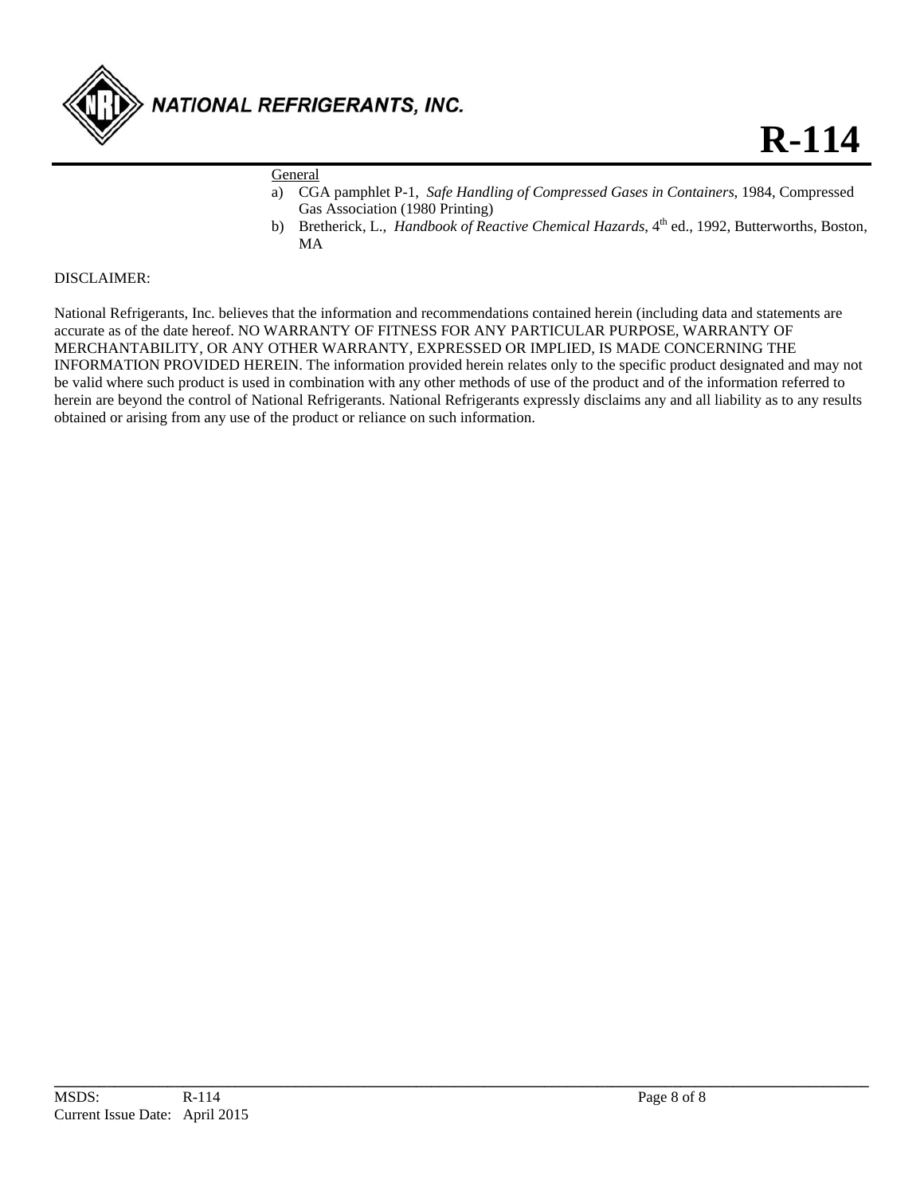General

a) CGA pamphlet P-1, *Safe Handling of Compressed Gases in Containers*, 1984, Compressed Gas Association (1980 Printing)
b) Bretherick, L., *Handbook of Reactive Chemical Hazards*, 4th ed., 1992, Butterworths, Boston, MA

DISCLAIMER:

National Refrigerants, Inc. believes that the information and recommendations contained herein (including data and statements are accurate as of the date hereof. NO WARRANTY OF FITNESS FOR ANY PARTICULAR PURPOSE, WARRANTY OF MERCHANTABILITY, OR ANY OTHER WARRANTY, EXPRESSED OR IMPLIED, IS MADE CONCERNING THE INFORMATION PROVIDED HEREIN. The information provided herein relates only to the specific product designated and may not be valid where such product is used in combination with any other methods of use of the product and of the information referred to herein are beyond the control of National Refrigerants. National Refrigerants expressly disclaims any and all liability as to any results obtained or arising from any use of the product or reliance on such information.